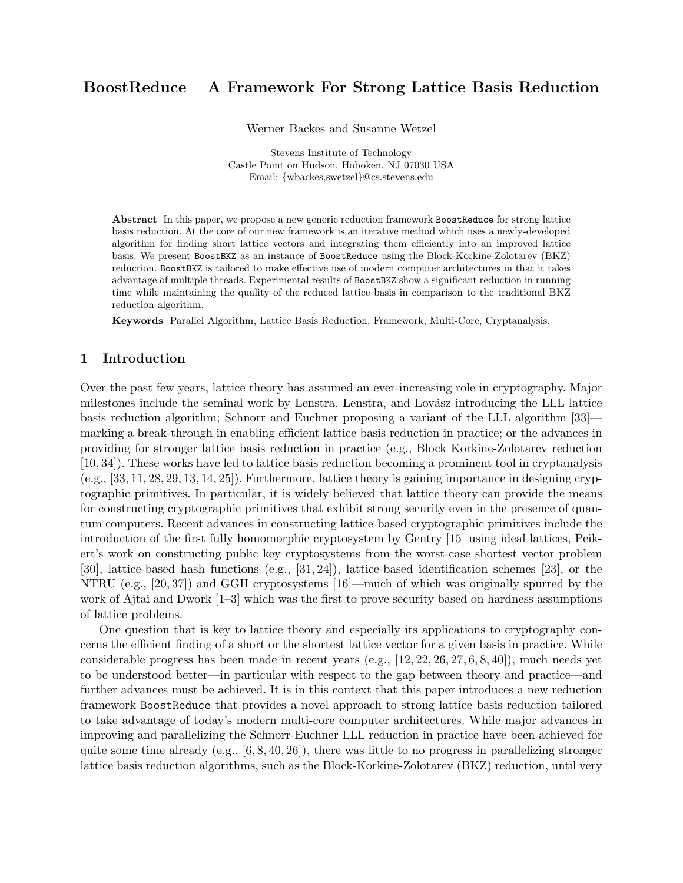# BoostReduce – A Framework For Strong Lattice Basis Reduction

Werner Backes and Susanne Wetzel

Stevens Institute of Technology
Castle Point on Hudson, Hoboken, NJ 07030 USA
Email: {wbackes,swetzel}@cs.stevens.edu

**Abstract** In this paper, we propose a new generic reduction framework `BoostReduce` for strong lattice basis reduction. At the core of our new framework is an iterative method which uses a newly-developed algorithm for finding short lattice vectors and integrating them efficiently into an improved lattice basis. We present `BoostBKZ` as an instance of `BoostReduce` using the Block-Korkine-Zolotarev (BKZ) reduction. `BoostBKZ` is tailored to make effective use of modern computer architectures in that it takes advantage of multiple threads. Experimental results of `BoostBKZ` show a significant reduction in running time while maintaining the quality of the reduced lattice basis in comparison to the traditional BKZ reduction algorithm.

**Keywords** Parallel Algorithm, Lattice Basis Reduction, Framework, Multi-Core, Cryptanalysis.

## 1 Introduction

Over the past few years, lattice theory has assumed an ever-increasing role in cryptography. Major milestones include the seminal work by Lenstra, Lenstra, and Lovász introducing the LLL lattice basis reduction algorithm; Schnorr and Euchner proposing a variant of the LLL algorithm [33]—marking a break-through in enabling efficient lattice basis reduction in practice; or the advances in providing for stronger lattice basis reduction in practice (e.g., Block Korkine-Zolotarev reduction [10, 34]). These works have led to lattice basis reduction becoming a prominent tool in cryptanalysis (e.g., [33, 11, 28, 29, 13, 14, 25]). Furthermore, lattice theory is gaining importance in designing cryptographic primitives. In particular, it is widely believed that lattice theory can provide the means for constructing cryptographic primitives that exhibit strong security even in the presence of quantum computers. Recent advances in constructing lattice-based cryptographic primitives include the introduction of the first fully homomorphic cryptosystem by Gentry [15] using ideal lattices, Peikert's work on constructing public key cryptosystems from the worst-case shortest vector problem [30], lattice-based hash functions (e.g., [31, 24]), lattice-based identification schemes [23], or the NTRU (e.g., [20, 37]) and GGH cryptosystems [16]—much of which was originally spurred by the work of Ajtai and Dwork [1–3] which was the first to prove security based on hardness assumptions of lattice problems.

One question that is key to lattice theory and especially its applications to cryptography concerns the efficient finding of a short or the shortest lattice vector for a given basis in practice. While considerable progress has been made in recent years (e.g., [12, 22, 26, 27, 6, 8, 40]), much needs yet to be understood better—in particular with respect to the gap between theory and practice—and further advances must be achieved. It is in this context that this paper introduces a new reduction framework `BoostReduce` that provides a novel approach to strong lattice basis reduction tailored to take advantage of today's modern multi-core computer architectures. While major advances in improving and parallelizing the Schnorr-Euchner LLL reduction in practice have been achieved for quite some time already (e.g., [6, 8, 40, 26]), there was little to no progress in parallelizing stronger lattice basis reduction algorithms, such as the Block-Korkine-Zolotarev (BKZ) reduction, until very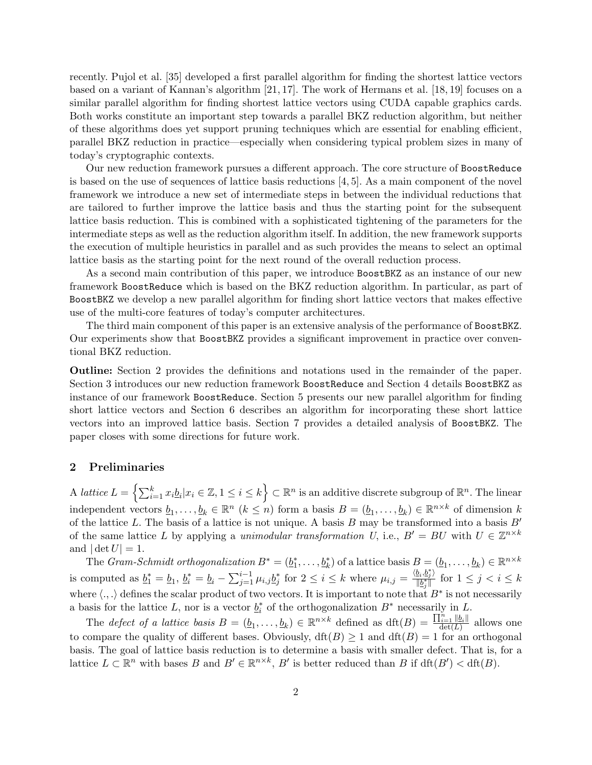recently. Pujol et al. [35] developed a first parallel algorithm for finding the shortest lattice vectors based on a variant of Kannan's algorithm [21, 17]. The work of Hermans et al. [18, 19] focuses on a similar parallel algorithm for finding shortest lattice vectors using CUDA capable graphics cards. Both works constitute an important step towards a parallel BKZ reduction algorithm, but neither of these algorithms does yet support pruning techniques which are essential for enabling efficient, parallel BKZ reduction in practice—especially when considering typical problem sizes in many of today's cryptographic contexts.

Our new reduction framework pursues a different approach. The core structure of BoostReduce is based on the use of sequences of lattice basis reductions [4, 5]. As a main component of the novel framework we introduce a new set of intermediate steps in between the individual reductions that are tailored to further improve the lattice basis and thus the starting point for the subsequent lattice basis reduction. This is combined with a sophisticated tightening of the parameters for the intermediate steps as well as the reduction algorithm itself. In addition, the new framework supports the execution of multiple heuristics in parallel and as such provides the means to select an optimal lattice basis as the starting point for the next round of the overall reduction process.

As a second main contribution of this paper, we introduce BoostBKZ as an instance of our new framework BoostReduce which is based on the BKZ reduction algorithm. In particular, as part of BoostBKZ we develop a new parallel algorithm for finding short lattice vectors that makes effective use of the multi-core features of today's computer architectures.

The third main component of this paper is an extensive analysis of the performance of BoostBKZ. Our experiments show that BoostBKZ provides a significant improvement in practice over conventional BKZ reduction.

**Outline:** Section 2 provides the definitions and notations used in the remainder of the paper. Section 3 introduces our new reduction framework BoostReduce and Section 4 details BoostBKZ as instance of our framework BoostReduce. Section 5 presents our new parallel algorithm for finding short lattice vectors and Section 6 describes an algorithm for incorporating these short lattice vectors into an improved lattice basis. Section 7 provides a detailed analysis of BoostBKZ. The paper closes with some directions for future work.

## 2 Preliminaries

A *lattice* $L = \left\{ \sum_{i=1}^{k} x_i \underline{b}_i | x_i \in \mathbb{Z}, 1 \leq i \leq k \right\} \subset \mathbb{R}^n$ is an additive discrete subgroup of $\mathbb{R}^n$. The linear independent vectors $\underline{b}_1, \ldots, \underline{b}_k \in \mathbb{R}^n$ $(k \leq n)$ form a basis $B = (\underline{b}_1, \ldots, \underline{b}_k) \in \mathbb{R}^{n \times k}$ of dimension $k$ of the lattice $L$. The basis of a lattice is not unique. A basis $B$ may be transformed into a basis $B'$ of the same lattice $L$ by applying a *unimodular transformation* $U$, i.e., $B' = BU$ with $U \in \mathbb{Z}^{n \times k}$ and $|\det U| = 1$.

The *Gram-Schmidt orthogonalization* $B^* = (\underline{b}_1^*, \ldots, \underline{b}_k^*)$ of a lattice basis $B = (\underline{b}_1, \ldots, \underline{b}_k) \in \mathbb{R}^{n \times k}$ is computed as $\underline{b}_1^* = \underline{b}_1$, $\underline{b}_i^* = \underline{b}_i - \sum_{j=1}^{i-1} \mu_{i,j} \underline{b}_j^*$ for $2 \leq i \leq k$ where $\mu_{i,j} = \frac{\langle \underline{b}_i, \underline{b}_j^* \rangle}{\|\underline{b}_j^*\|}$ for $1 \leq j < i \leq k$ where $\langle ., . \rangle$ defines the scalar product of two vectors. It is important to note that $B^*$ is not necessarily a basis for the lattice $L$, nor is a vector $\underline{b}_i^*$ of the orthogonalization $B^*$ necessarily in $L$.

The *defect of a lattice basis* $B = (\underline{b}_1, \ldots, \underline{b}_k) \in \mathbb{R}^{n \times k}$ defined as $\text{dft}(B) = \frac{\prod_{i=1}^{n} \|\underline{b}_i\|}{\det(L)}$ allows one to compare the quality of different bases. Obviously, $\text{dft}(B) \geq 1$ and $\text{dft}(B) = 1$ for an orthogonal basis. The goal of lattice basis reduction is to determine a basis with smaller defect. That is, for a lattice $L \subset \mathbb{R}^n$ with bases $B$ and $B' \in \mathbb{R}^{n \times k}$, $B'$ is better reduced than $B$ if $\text{dft}(B') < \text{dft}(B)$.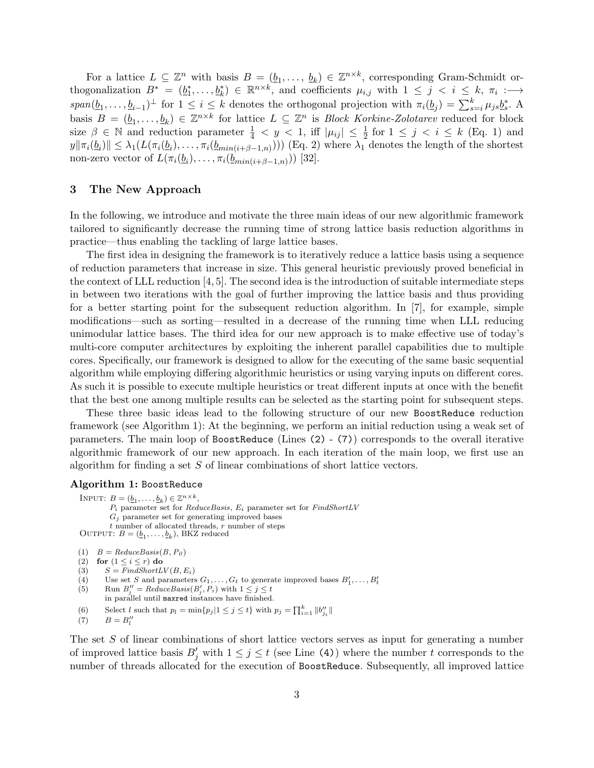For a lattice $L \subseteq \mathbb{Z}^n$ with basis $B = (\underline{b}_1, \ldots, \underline{b}_k) \in \mathbb{Z}^{n \times k}$, corresponding Gram-Schmidt orthogonalization $B^* = (\underline{b}_1^*, \ldots, \underline{b}_k^*) \in \mathbb{R}^{n \times k}$, and coefficients $\mu_{i,j}$ with $1 \leq j < i \leq k$, $\pi_i :\longrightarrow span(\underline{b}_1, \ldots, \underline{b}_{i-1})^\perp$ for $1 \leq i \leq k$ denotes the orthogonal projection with $\pi_i(\underline{b}_j) = \sum_{s=i}^{k} \mu_{js} \underline{b}_s^*$. A basis $B = (\underline{b}_1, \ldots, \underline{b}_k) \in \mathbb{Z}^{n \times k}$ for lattice $L \subseteq \mathbb{Z}^n$ is *Block Korkine-Zolotarev* reduced for block size $\beta \in \mathbb{N}$ and reduction parameter $\frac{1}{4} < y < 1$, iff $|\mu_{ij}| \leq \frac{1}{2}$ for $1 \leq j < i \leq k$ (Eq. 1) and $y\|\pi_i(\underline{b}_i)\| \leq \lambda_1(L(\pi_i(\underline{b}_i), \ldots, \pi_i(\underline{b}_{min(i+\beta-1,n)})))$ (Eq. 2) where $\lambda_1$ denotes the length of the shortest non-zero vector of $L(\pi_i(\underline{b}_i), \ldots, \pi_i(\underline{b}_{min(i+\beta-1,n)}))$ [32].

## 3 The New Approach

In the following, we introduce and motivate the three main ideas of our new algorithmic framework tailored to significantly decrease the running time of strong lattice basis reduction algorithms in practice—thus enabling the tackling of large lattice bases.

The first idea in designing the framework is to iteratively reduce a lattice basis using a sequence of reduction parameters that increase in size. This general heuristic previously proved beneficial in the context of LLL reduction [4, 5]. The second idea is the introduction of suitable intermediate steps in between two iterations with the goal of further improving the lattice basis and thus providing for a better starting point for the subsequent reduction algorithm. In [7], for example, simple modifications—such as sorting—resulted in a decrease of the running time when LLL reducing unimodular lattice bases. The third idea for our new approach is to make effective use of today's multi-core computer architectures by exploiting the inherent parallel capabilities due to multiple cores. Specifically, our framework is designed to allow for the executing of the same basic sequential algorithm while employing differing algorithmic heuristics or using varying inputs on different cores. As such it is possible to execute multiple heuristics or treat different inputs at once with the benefit that the best one among multiple results can be selected as the starting point for subsequent steps.

These three basic ideas lead to the following structure of our new `BoostReduce` reduction framework (see Algorithm 1): At the beginning, we perform an initial reduction using a weak set of parameters. The main loop of `BoostReduce` (Lines `(2) - (7)`) corresponds to the overall iterative algorithmic framework of our new approach. In each iteration of the main loop, we first use an algorithm for finding a set $S$ of linear combinations of short lattice vectors.

**Algorithm 1:** `BoostReduce`

INPUT: $B = (\underline{b}_1, \ldots, \underline{b}_k) \in \mathbb{Z}^{n \times k}$,
$P_i$ parameter set for *ReduceBasis*, $E_i$ parameter set for *FindShortLV*
$G_j$ parameter set for generating improved bases
$t$ number of allocated threads, $r$ number of steps
OUTPUT: $B = (\underline{b}_1, \ldots, \underline{b}_k)$, BKZ reduced

(1) $B = ReduceBasis(B, P_0)$
(2) **for** $(1 \leq i \leq r)$ **do**
(3) $S = FindShortLV(B, E_i)$
(4) Use set $S$ and parameters $G_1, \ldots, G_t$ to generate improved bases $B'_1, \ldots, B'_t$
(5) Run $B''_j = ReduceBasis(B'_j, P_i)$ with $1 \leq j \leq t$ in parallel until `maxred` instances have finished.
(6) Select $l$ such that $p_l = \min\{p_j | 1 \leq j \leq t\}$ with $p_j = \prod_{i=1}^{k} \|b''_{j_i}\|$
(7) $B = B''_l$

The set $S$ of linear combinations of short lattice vectors serves as input for generating a number of improved lattice basis $B'_j$ with $1 \leq j \leq t$ (see Line `(4)`) where the number $t$ corresponds to the number of threads allocated for the execution of `BoostReduce`. Subsequently, all improved lattice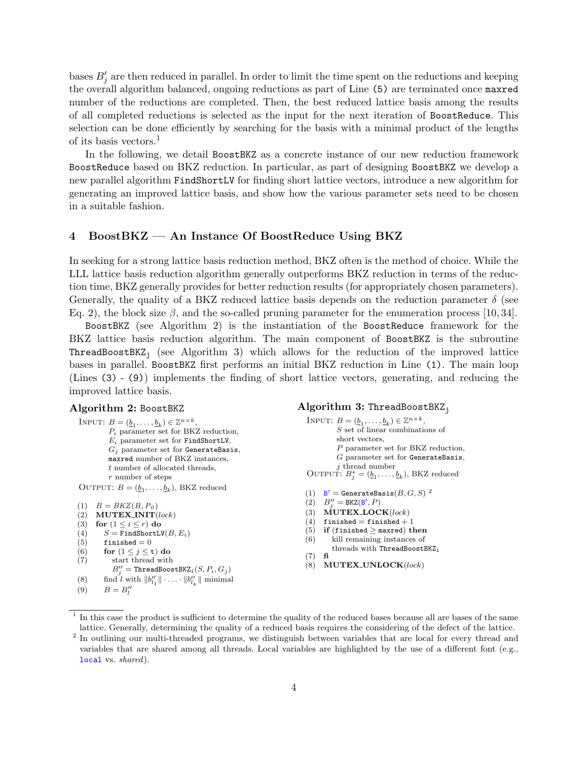bases $B'_j$ are then reduced in parallel. In order to limit the time spent on the reductions and keeping the overall algorithm balanced, ongoing reductions as part of Line `(5)` are terminated once `maxred` number of the reductions are completed. Then, the best reduced lattice basis among the results of all completed reductions is selected as the input for the next iteration of `BoostReduce`. This selection can be done efficiently by searching for the basis with a minimal product of the lengths of its basis vectors.[1]

In the following, we detail `BoostBKZ` as a concrete instance of our new reduction framework `BoostReduce` based on BKZ reduction. In particular, as part of designing `BoostBKZ` we develop a new parallel algorithm `FindShortLV` for finding short lattice vectors, introduce a new algorithm for generating an improved lattice basis, and show how the various parameter sets need to be chosen in a suitable fashion.

## 4 BoostBKZ — An Instance Of BoostReduce Using BKZ

In seeking for a strong lattice basis reduction method, BKZ often is the method of choice. While the LLL lattice basis reduction algorithm generally outperforms BKZ reduction in terms of the reduction time, BKZ generally provides for better reduction results (for appropriately chosen parameters). Generally, the quality of a BKZ reduced lattice basis depends on the reduction parameter $\delta$ (see Eq. 2), the block size $\beta$, and the so-called pruning parameter for the enumeration process [10, 34].

`BoostBKZ` (see Algorithm 2) is the instantiation of the `BoostReduce` framework for the BKZ lattice basis reduction algorithm. The main component of `BoostBKZ` is the subroutine $\texttt{ThreadBoostBKZ}_\texttt{j}$ (see Algorithm 3) which allows for the reduction of the improved lattice bases in parallel. `BoostBKZ` first performs an initial BKZ reduction in Line `(1)`. The main loop (Lines `(3)` - `(9)`) implements the finding of short lattice vectors, generating, and reducing the improved lattice basis.

**Algorithm 2:** `BoostBKZ`

INPUT: $B = (\underline{b}_1, \ldots, \underline{b}_k) \in \mathbb{Z}^{n\times k}$,
$P_i$ parameter set for BKZ reduction,
$E_i$ parameter set for `FindShortLV`,
$G_j$ parameter set for `GenerateBasis`,
`maxred` number of BKZ instances,
$t$ number of allocated threads,
$r$ number of steps

OUTPUT: $B = (\underline{b}_1, \ldots, \underline{b}_k)$, BKZ reduced

(1) $B = BKZ(B, P_0)$
(2) **MUTEX_INIT**(*lock*)
(3) **for** $(1 \le i \le r)$ **do**
(4) $\quad S = \texttt{FindShortLV}(B, E_i)$
(5) $\quad$ finished $= 0$
(6) $\quad$ **for** $(1 \le j \le \texttt{t})$ **do**
(7) $\quad\quad$ start thread with $B''_j = \texttt{ThreadBoostBKZ}_\texttt{i}(S, P_i, G_j)$
(8) $\quad$ find $l$ with $\|b''_{l_1}\| \cdot \ldots \cdot \|b''_{l_k}\|$ minimal
(9) $\quad B = B''_l$

**Algorithm 3:** $\texttt{ThreadBoostBKZ}_\texttt{j}$

INPUT: $B = (\underline{b}_1, \ldots, \underline{b}_k) \in \mathbb{Z}^{n\times k}$,
$S$ set of linear combinations of short vectors,
$P$ parameter set for BKZ reduction,
$G$ parameter set for `GenerateBasis`,
$j$ thread number

OUTPUT: $B^*_j = (\underline{b}_1, \ldots, \underline{b}_k)$, BKZ reduced

(1) $\texttt{B}' = \texttt{GenerateBasis}(B, G, S)$ [2]
(2) $B''_j = \texttt{BKZ}(\texttt{B}', P)$
(3) **MUTEX_LOCK**(*lock*)
(4) finished = finished + 1
(5) **if** (finished $\ge$ maxred) **then**
(6) $\quad$ kill remaining instances of threads with $\texttt{ThreadBoostBKZ}_\texttt{i}$
(7) **fi**
(8) **MUTEX_UNLOCK**(*lock*)

---

[1] In this case the product is sufficient to determine the quality of the reduced bases because all are bases of the same lattice. Generally, determining the quality of a reduced basis requires the considering of the defect of the lattice.

[2] In outlining our multi-threaded programs, we distinguish between variables that are local for every thread and variables that are shared among all threads. Local variables are highlighted by the use of a different font (e.g., `local` vs. *shared*).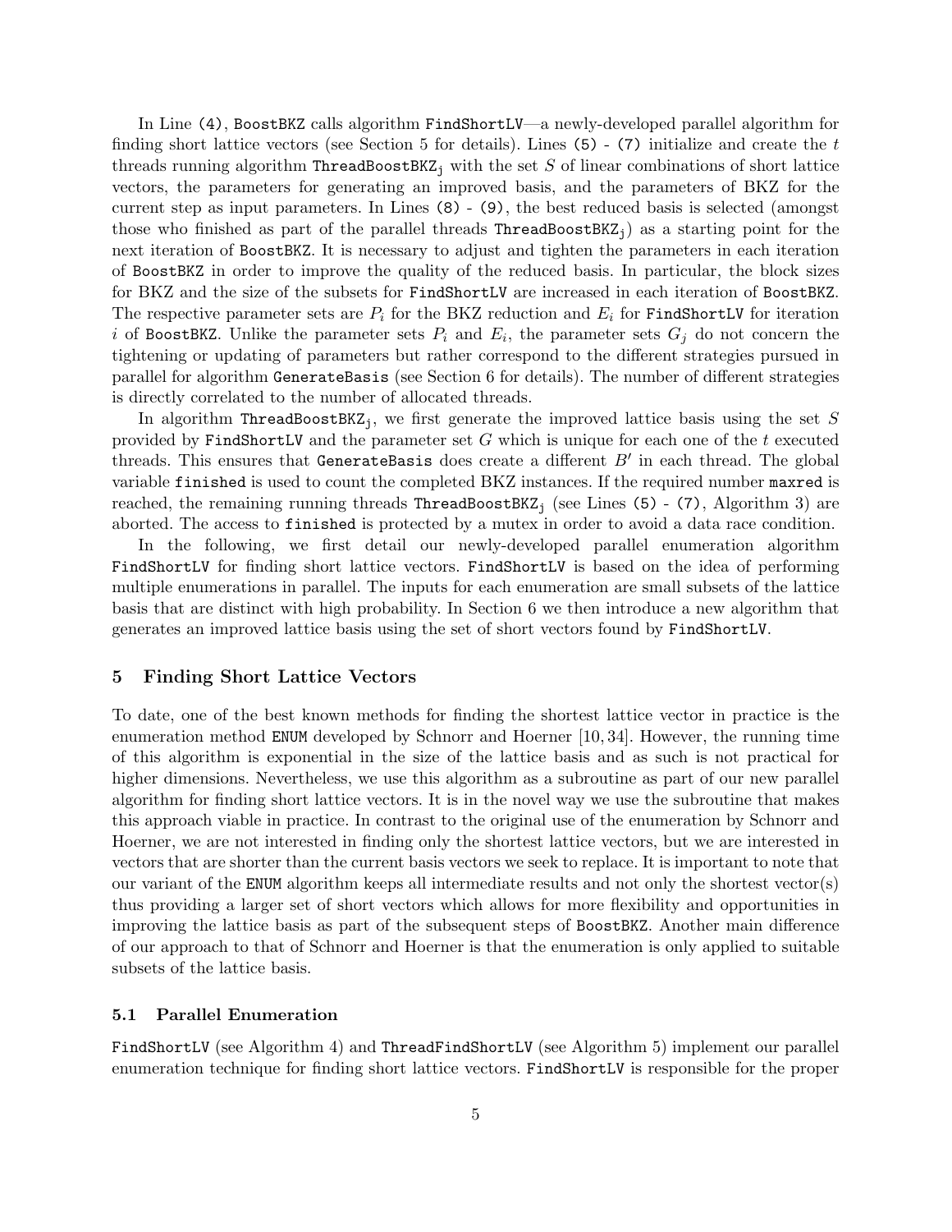In Line (4), BoostBKZ calls algorithm FindShortLV—a newly-developed parallel algorithm for finding short lattice vectors (see Section 5 for details). Lines (5) - (7) initialize and create the $t$ threads running algorithm $\texttt{ThreadBoostBKZ}_\texttt{j}$ with the set $S$ of linear combinations of short lattice vectors, the parameters for generating an improved basis, and the parameters of BKZ for the current step as input parameters. In Lines (8) - (9), the best reduced basis is selected (amongst those who finished as part of the parallel threads $\texttt{ThreadBoostBKZ}_\texttt{j}$) as a starting point for the next iteration of BoostBKZ. It is necessary to adjust and tighten the parameters in each iteration of BoostBKZ in order to improve the quality of the reduced basis. In particular, the block sizes for BKZ and the size of the subsets for FindShortLV are increased in each iteration of BoostBKZ. The respective parameter sets are $P_i$ for the BKZ reduction and $E_i$ for FindShortLV for iteration $i$ of BoostBKZ. Unlike the parameter sets $P_i$ and $E_i$, the parameter sets $G_j$ do not concern the tightening or updating of parameters but rather correspond to the different strategies pursued in parallel for algorithm GenerateBasis (see Section 6 for details). The number of different strategies is directly correlated to the number of allocated threads.

In algorithm $\texttt{ThreadBoostBKZ}_\texttt{j}$, we first generate the improved lattice basis using the set $S$ provided by FindShortLV and the parameter set $G$ which is unique for each one of the $t$ executed threads. This ensures that GenerateBasis does create a different $B'$ in each thread. The global variable finished is used to count the completed BKZ instances. If the required number maxred is reached, the remaining running threads $\texttt{ThreadBoostBKZ}_\texttt{j}$ (see Lines (5) - (7), Algorithm 3) are aborted. The access to finished is protected by a mutex in order to avoid a data race condition.

In the following, we first detail our newly-developed parallel enumeration algorithm FindShortLV for finding short lattice vectors. FindShortLV is based on the idea of performing multiple enumerations in parallel. The inputs for each enumeration are small subsets of the lattice basis that are distinct with high probability. In Section 6 we then introduce a new algorithm that generates an improved lattice basis using the set of short vectors found by FindShortLV.

## 5 Finding Short Lattice Vectors

To date, one of the best known methods for finding the shortest lattice vector in practice is the enumeration method ENUM developed by Schnorr and Hoerner [10, 34]. However, the running time of this algorithm is exponential in the size of the lattice basis and as such is not practical for higher dimensions. Nevertheless, we use this algorithm as a subroutine as part of our new parallel algorithm for finding short lattice vectors. It is in the novel way we use the subroutine that makes this approach viable in practice. In contrast to the original use of the enumeration by Schnorr and Hoerner, we are not interested in finding only the shortest lattice vectors, but we are interested in vectors that are shorter than the current basis vectors we seek to replace. It is important to note that our variant of the ENUM algorithm keeps all intermediate results and not only the shortest vector(s) thus providing a larger set of short vectors which allows for more flexibility and opportunities in improving the lattice basis as part of the subsequent steps of BoostBKZ. Another main difference of our approach to that of Schnorr and Hoerner is that the enumeration is only applied to suitable subsets of the lattice basis.

### 5.1 Parallel Enumeration

FindShortLV (see Algorithm 4) and ThreadFindShortLV (see Algorithm 5) implement our parallel enumeration technique for finding short lattice vectors. FindShortLV is responsible for the proper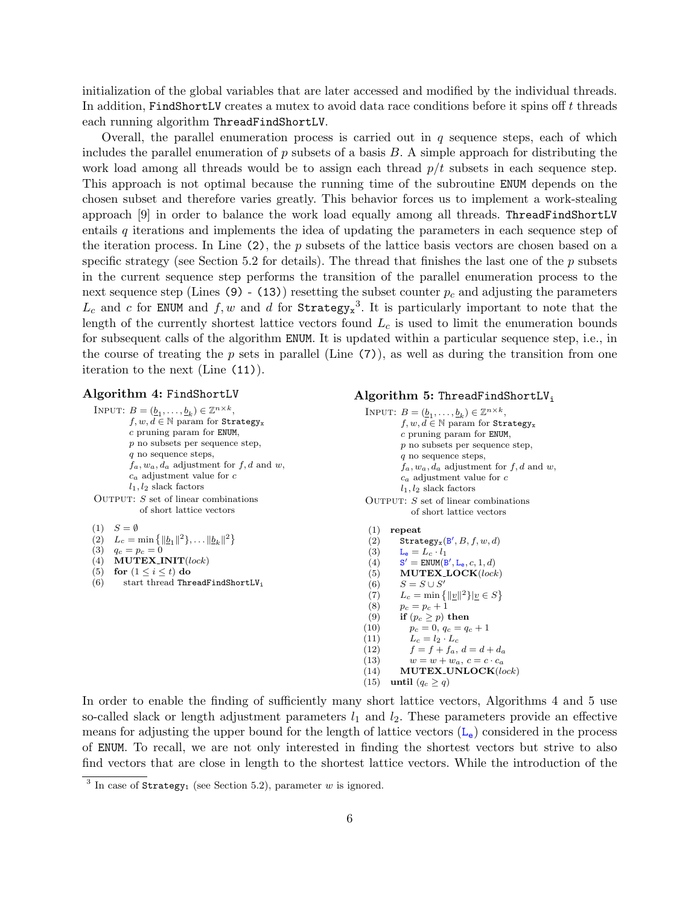initialization of the global variables that are later accessed and modified by the individual threads. In addition, `FindShortLV` creates a mutex to avoid data race conditions before it spins off $t$ threads each running algorithm `ThreadFindShortLV`.

Overall, the parallel enumeration process is carried out in $q$ sequence steps, each of which includes the parallel enumeration of $p$ subsets of a basis $B$. A simple approach for distributing the work load among all threads would be to assign each thread $p/t$ subsets in each sequence step. This approach is not optimal because the running time of the subroutine `ENUM` depends on the chosen subset and therefore varies greatly. This behavior forces us to implement a work-stealing approach [9] in order to balance the work load equally among all threads. `ThreadFindShortLV` entails $q$ iterations and implements the idea of updating the parameters in each sequence step of the iteration process. In Line (2), the $p$ subsets of the lattice basis vectors are chosen based on a specific strategy (see Section 5.2 for details). The thread that finishes the last one of the $p$ subsets in the current sequence step performs the transition of the parallel enumeration process to the next sequence step (Lines (9) - (13)) resetting the subset counter $p_c$ and adjusting the parameters $L_c$ and $c$ for `ENUM` and $f, w$ and $d$ for $\texttt{Strategy}_\texttt{x}$[3]. It is particularly important to note that the length of the currently shortest lattice vectors found $L_c$ is used to limit the enumeration bounds for subsequent calls of the algorithm `ENUM`. It is updated within a particular sequence step, i.e., in the course of treating the $p$ sets in parallel (Line (7)), as well as during the transition from one iteration to the next (Line (11)).

**Algorithm 4:** `FindShortLV`

INPUT: $B = (\underline{b}_1, \ldots, \underline{b}_k) \in \mathbb{Z}^{n \times k}$,
$f, w, d \in \mathbb{N}$ param for $\texttt{Strategy}_\texttt{x}$
$c$ pruning param for `ENUM`,
$p$ no subsets per sequence step,
$q$ no sequence steps,
$f_a, w_a, d_a$ adjustment for $f, d$ and $w$,
$c_a$ adjustment value for $c$
$l_1, l_2$ slack factors

OUTPUT: $S$ set of linear combinations of short lattice vectors

```
(1)  S = ∅
(2)  L_c = min{‖b_1‖², ... ‖b_k‖²}
(3)  q_c = p_c = 0
(4)  MUTEX_INIT(lock)
(5)  for (1 ≤ i ≤ t) do
(6)     start thread ThreadFindShortLV_i
```

**Algorithm 5:** $\texttt{ThreadFindShortLV}_\texttt{i}$

INPUT: $B = (\underline{b}_1, \ldots, \underline{b}_k) \in \mathbb{Z}^{n \times k}$,
$f, w, d \in \mathbb{N}$ param for $\texttt{Strategy}_\texttt{x}$
$c$ pruning param for `ENUM`,
$p$ no subsets per sequence step,
$q$ no sequence steps,
$f_a, w_a, d_a$ adjustment for $f, d$ and $w$,
$c_a$ adjustment value for $c$
$l_1, l_2$ slack factors

OUTPUT: $S$ set of linear combinations of short lattice vectors

```
(1)  repeat
(2)     Strategy_x(B', B, f, w, d)
(3)     L_e = L_c · l_1
(4)     S' = ENUM(B', L_e, c, 1, d)
(5)     MUTEX_LOCK(lock)
(6)     S = S ∪ S'
(7)     L_c = min{‖v‖² | v ∈ S}
(8)     p_c = p_c + 1
(9)     if (p_c ≥ p) then
(10)       p_c = 0, q_c = q_c + 1
(11)       L_c = l_2 · L_c
(12)       f = f + f_a, d = d + d_a
(13)       w = w + w_a, c = c · c_a
(14)    MUTEX_UNLOCK(lock)
(15) until (q_c ≥ q)
```

In order to enable the finding of sufficiently many short lattice vectors, Algorithms 4 and 5 use so-called slack or length adjustment parameters $l_1$ and $l_2$. These parameters provide an effective means for adjusting the upper bound for the length of lattice vectors ($L_e$) considered in the process of `ENUM`. To recall, we are not only interested in finding the shortest vectors but strive to also find vectors that are close in length to the shortest lattice vectors. While the introduction of the

[3] In case of $\texttt{Strategy}_1$ (see Section 5.2), parameter $w$ is ignored.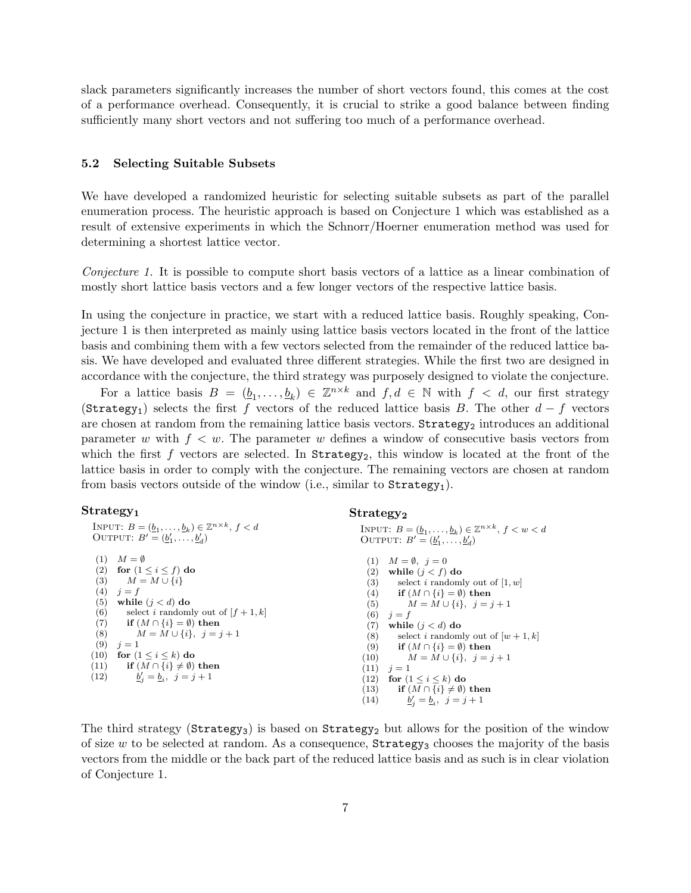slack parameters significantly increases the number of short vectors found, this comes at the cost of a performance overhead. Consequently, it is crucial to strike a good balance between finding sufficiently many short vectors and not suffering too much of a performance overhead.

### 5.2 Selecting Suitable Subsets

We have developed a randomized heuristic for selecting suitable subsets as part of the parallel enumeration process. The heuristic approach is based on Conjecture 1 which was established as a result of extensive experiments in which the Schnorr/Hoerner enumeration method was used for determining a shortest lattice vector.

*Conjecture 1.* It is possible to compute short basis vectors of a lattice as a linear combination of mostly short lattice basis vectors and a few longer vectors of the respective lattice basis.

In using the conjecture in practice, we start with a reduced lattice basis. Roughly speaking, Conjecture 1 is then interpreted as mainly using lattice basis vectors located in the front of the lattice basis and combining them with a few vectors selected from the remainder of the reduced lattice basis. We have developed and evaluated three different strategies. While the first two are designed in accordance with the conjecture, the third strategy was purposely designed to violate the conjecture.

For a lattice basis $B = (\underline{b}_1, \ldots, \underline{b}_k) \in \mathbb{Z}^{n \times k}$ and $f, d \in \mathbb{N}$ with $f < d$, our first strategy ($\texttt{Strategy}_1$) selects the first $f$ vectors of the reduced lattice basis $B$. The other $d - f$ vectors are chosen at random from the remaining lattice basis vectors. $\texttt{Strategy}_2$ introduces an additional parameter $w$ with $f < w$. The parameter $w$ defines a window of consecutive basis vectors from which the first $f$ vectors are selected. In $\texttt{Strategy}_2$, this window is located at the front of the lattice basis in order to comply with the conjecture. The remaining vectors are chosen at random from basis vectors outside of the window (i.e., similar to $\texttt{Strategy}_1$).

**Strategy₁**

```
INPUT: B = (b_1, ..., b_k) ∈ Z^{n×k}, f < d
OUTPUT: B' = (b'_1, ..., b'_d)

(1)  M = ∅
(2)  for (1 ≤ i ≤ f) do
(3)     M = M ∪ {i}
(4)  j = f
(5)  while (j < d) do
(6)     select i randomly out of [f + 1, k]
(7)     if (M ∩ {i} = ∅) then
(8)        M = M ∪ {i},  j = j + 1
(9)  j = 1
(10) for (1 ≤ i ≤ k) do
(11)    if (M ∩ {i} ≠ ∅) then
(12)       b'_j = b_i,  j = j + 1
```

**Strategy₂**

```
INPUT: B = (b_1, ..., b_k) ∈ Z^{n×k}, f < w < d
OUTPUT: B' = (b'_1, ..., b'_d)

(1)  M = ∅,  j = 0
(2)  while (j < f) do
(3)     select i randomly out of [1, w]
(4)     if (M ∩ {i} = ∅) then
(5)        M = M ∪ {i},  j = j + 1
(6)  j = f
(7)  while (j < d) do
(8)     select i randomly out of [w + 1, k]
(9)     if (M ∩ {i} = ∅) then
(10)       M = M ∪ {i},  j = j + 1
(11) j = 1
(12) for (1 ≤ i ≤ k) do
(13)    if (M ∩ {i} ≠ ∅) then
(14)       b'_j = b_i,  j = j + 1
```

The third strategy ($\texttt{Strategy}_3$) is based on $\texttt{Strategy}_2$ but allows for the position of the window of size $w$ to be selected at random. As a consequence, $\texttt{Strategy}_3$ chooses the majority of the basis vectors from the middle or the back part of the reduced lattice basis and as such is in clear violation of Conjecture 1.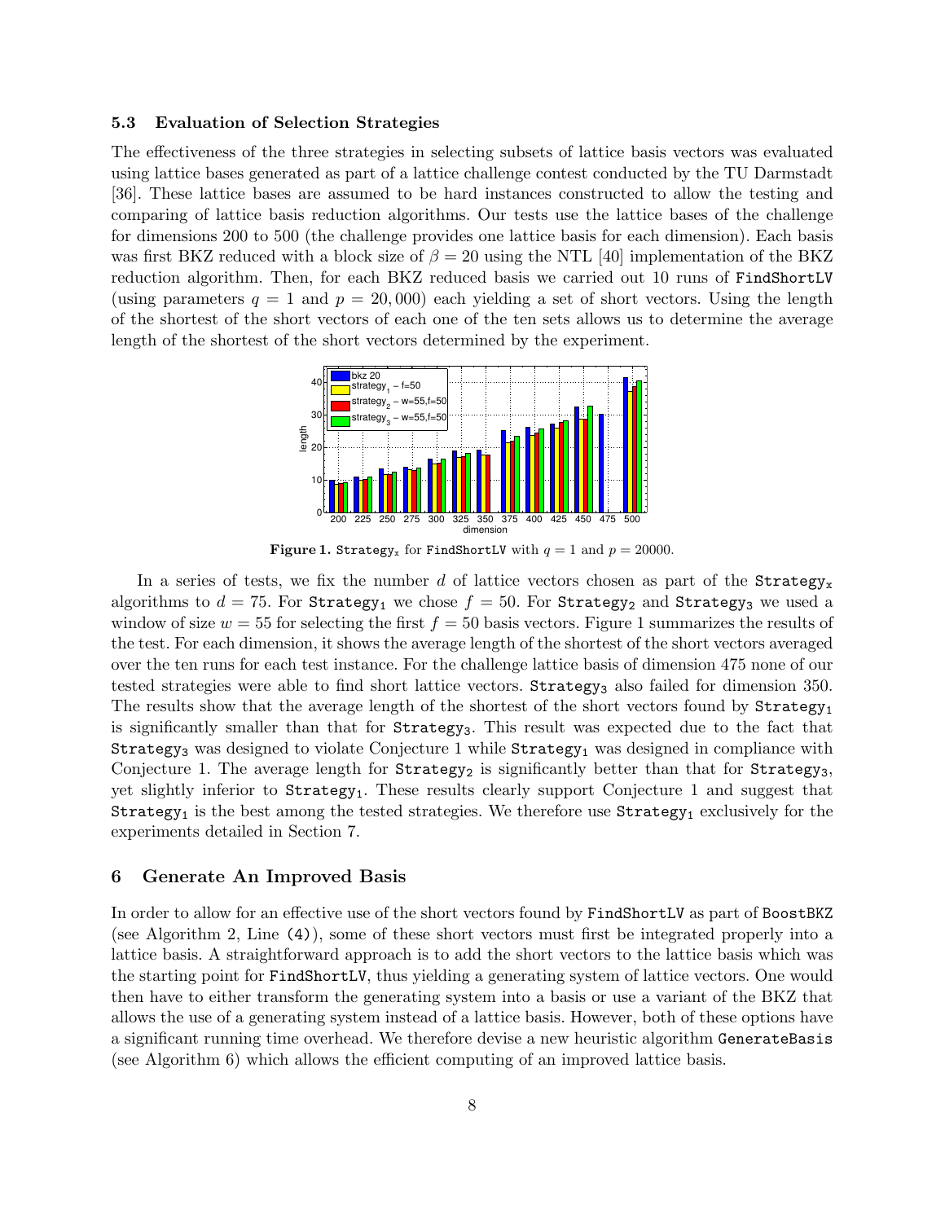### 5.3 Evaluation of Selection Strategies

The effectiveness of the three strategies in selecting subsets of lattice basis vectors was evaluated using lattice bases generated as part of a lattice challenge contest conducted by the TU Darmstadt [36]. These lattice bases are assumed to be hard instances constructed to allow the testing and comparing of lattice basis reduction algorithms. Our tests use the lattice bases of the challenge for dimensions 200 to 500 (the challenge provides one lattice basis for each dimension). Each basis was first BKZ reduced with a block size of $\beta = 20$ using the NTL [40] implementation of the BKZ reduction algorithm. Then, for each BKZ reduced basis we carried out 10 runs of `FindShortLV` (using parameters $q = 1$ and $p = 20,000$) each yielding a set of short vectors. Using the length of the shortest of the short vectors of each one of the ten sets allows us to determine the average length of the shortest of the short vectors determined by the experiment.

**Figure 1.** $\texttt{Strategy}_x$ for `FindShortLV` with $q = 1$ and $p = 20000$.

In a series of tests, we fix the number $d$ of lattice vectors chosen as part of the $\texttt{Strategy}_x$ algorithms to $d = 75$. For $\texttt{Strategy}_1$ we chose $f = 50$. For $\texttt{Strategy}_2$ and $\texttt{Strategy}_3$ we used a window of size $w = 55$ for selecting the first $f = 50$ basis vectors. Figure 1 summarizes the results of the test. For each dimension, it shows the average length of the shortest of the short vectors averaged over the ten runs for each test instance. For the challenge lattice basis of dimension 475 none of our tested strategies were able to find short lattice vectors. $\texttt{Strategy}_3$ also failed for dimension 350. The results show that the average length of the shortest of the short vectors found by $\texttt{Strategy}_1$ is significantly smaller than that for $\texttt{Strategy}_3$. This result was expected due to the fact that $\texttt{Strategy}_3$ was designed to violate Conjecture 1 while $\texttt{Strategy}_1$ was designed in compliance with Conjecture 1. The average length for $\texttt{Strategy}_2$ is significantly better than that for $\texttt{Strategy}_3$, yet slightly inferior to $\texttt{Strategy}_1$. These results clearly support Conjecture 1 and suggest that $\texttt{Strategy}_1$ is the best among the tested strategies. We therefore use $\texttt{Strategy}_1$ exclusively for the experiments detailed in Section 7.

## 6 Generate An Improved Basis

In order to allow for an effective use of the short vectors found by `FindShortLV` as part of `BoostBKZ` (see Algorithm 2, Line (4)), some of these short vectors must first be integrated properly into a lattice basis. A straightforward approach is to add the short vectors to the lattice basis which was the starting point for `FindShortLV`, thus yielding a generating system of lattice vectors. One would then have to either transform the generating system into a basis or use a variant of the BKZ that allows the use of a generating system instead of a lattice basis. However, both of these options have a significant running time overhead. We therefore devise a new heuristic algorithm `GenerateBasis` (see Algorithm 6) which allows the efficient computing of an improved lattice basis.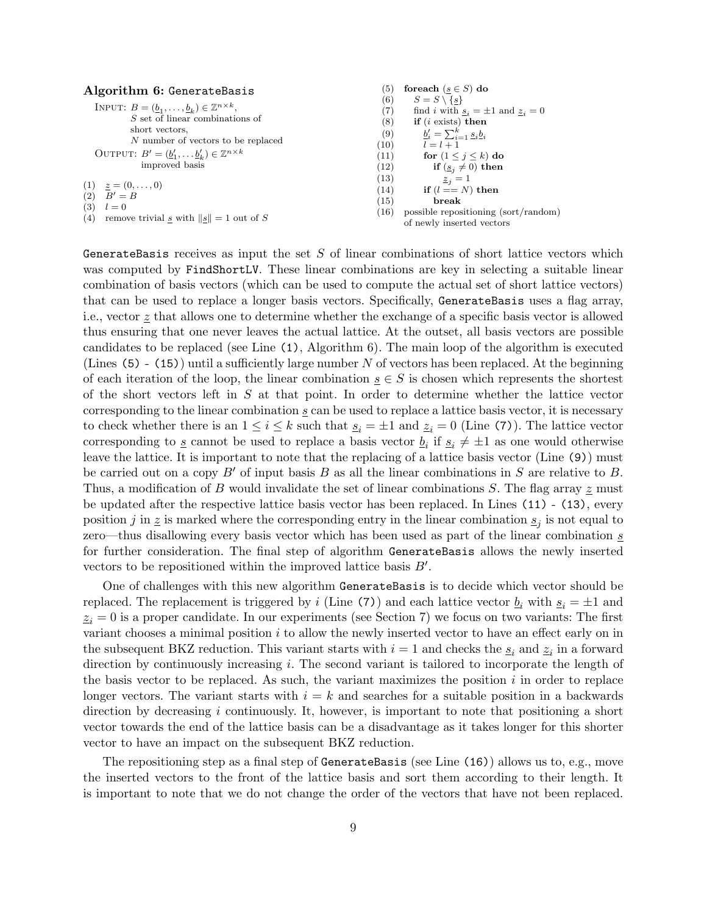**Algorithm 6:** `GenerateBasis`

```
INPUT:  B = (b_1, ..., b_k) ∈ Z^{n×k},
        S set of linear combinations of
        short vectors,
        N number of vectors to be replaced
OUTPUT: B' = (b'_1, ... b'_k) ∈ Z^{n×k}
        improved basis

(1)  z = (0, ..., 0)
(2)  B' = B
(3)  l = 0
(4)  remove trivial s with ||s|| = 1 out of S
(5)  foreach (s ∈ S) do
(6)     S = S \ {s}
(7)     find i with s_i = ±1 and z_i = 0
(8)     if (i exists) then
(9)        b'_i = Σ_{i=1}^{k} s_i b_i
(10)       l = l + 1
(11)       for (1 ≤ j ≤ k) do
(12)          if (s_j ≠ 0) then
(13)             z_j = 1
(14)       if (l == N) then
(15)          break
(16) possible repositioning (sort/random)
     of newly inserted vectors
```

`GenerateBasis` receives as input the set $S$ of linear combinations of short lattice vectors which was computed by `FindShortLV`. These linear combinations are key in selecting a suitable linear combination of basis vectors (which can be used to compute the actual set of short lattice vectors) that can be used to replace a longer basis vectors. Specifically, `GenerateBasis` uses a flag array, i.e., vector $\underline{z}$ that allows one to determine whether the exchange of a specific basis vector is allowed thus ensuring that one never leaves the actual lattice. At the outset, all basis vectors are possible candidates to be replaced (see Line `(1)`, Algorithm 6). The main loop of the algorithm is executed (Lines `(5)` - `(15)`) until a sufficiently large number $N$ of vectors has been replaced. At the beginning of each iteration of the loop, the linear combination $\underline{s} \in S$ is chosen which represents the shortest of the short vectors left in $S$ at that point. In order to determine whether the lattice vector corresponding to the linear combination $\underline{s}$ can be used to replace a lattice basis vector, it is necessary to check whether there is an $1 \leq i \leq k$ such that $\underline{s}_i = \pm 1$ and $\underline{z}_i = 0$ (Line `(7)`). The lattice vector corresponding to $\underline{s}$ cannot be used to replace a basis vector $\underline{b}_i$ if $\underline{s}_i \neq \pm 1$ as one would otherwise leave the lattice. It is important to note that the replacing of a lattice basis vector (Line `(9)`) must be carried out on a copy $B'$ of input basis $B$ as all the linear combinations in $S$ are relative to $B$. Thus, a modification of $B$ would invalidate the set of linear combinations $S$. The flag array $\underline{z}$ must be updated after the respective lattice basis vector has been replaced. In Lines `(11)` - `(13)`, every position $j$ in $\underline{z}$ is marked where the corresponding entry in the linear combination $\underline{s}_j$ is not equal to zero—thus disallowing every basis vector which has been used as part of the linear combination $\underline{s}$ for further consideration. The final step of algorithm `GenerateBasis` allows the newly inserted vectors to be repositioned within the improved lattice basis $B'$.

One of challenges with this new algorithm `GenerateBasis` is to decide which vector should be replaced. The replacement is triggered by $i$ (Line `(7)`) and each lattice vector $\underline{b}_i$ with $\underline{s}_i = \pm 1$ and $\underline{z}_i = 0$ is a proper candidate. In our experiments (see Section 7) we focus on two variants: The first variant chooses a minimal position $i$ to allow the newly inserted vector to have an effect early on in the subsequent BKZ reduction. This variant starts with $i = 1$ and checks the $\underline{s}_i$ and $\underline{z}_i$ in a forward direction by continuously increasing $i$. The second variant is tailored to incorporate the length of the basis vector to be replaced. As such, the variant maximizes the position $i$ in order to replace longer vectors. The variant starts with $i = k$ and searches for a suitable position in a backwards direction by decreasing $i$ continuously. It, however, is important to note that positioning a short vector towards the end of the lattice basis can be a disadvantage as it takes longer for this shorter vector to have an impact on the subsequent BKZ reduction.

The repositioning step as a final step of `GenerateBasis` (see Line `(16)`) allows us to, e.g., move the inserted vectors to the front of the lattice basis and sort them according to their length. It is important to note that we do not change the order of the vectors that have not been replaced.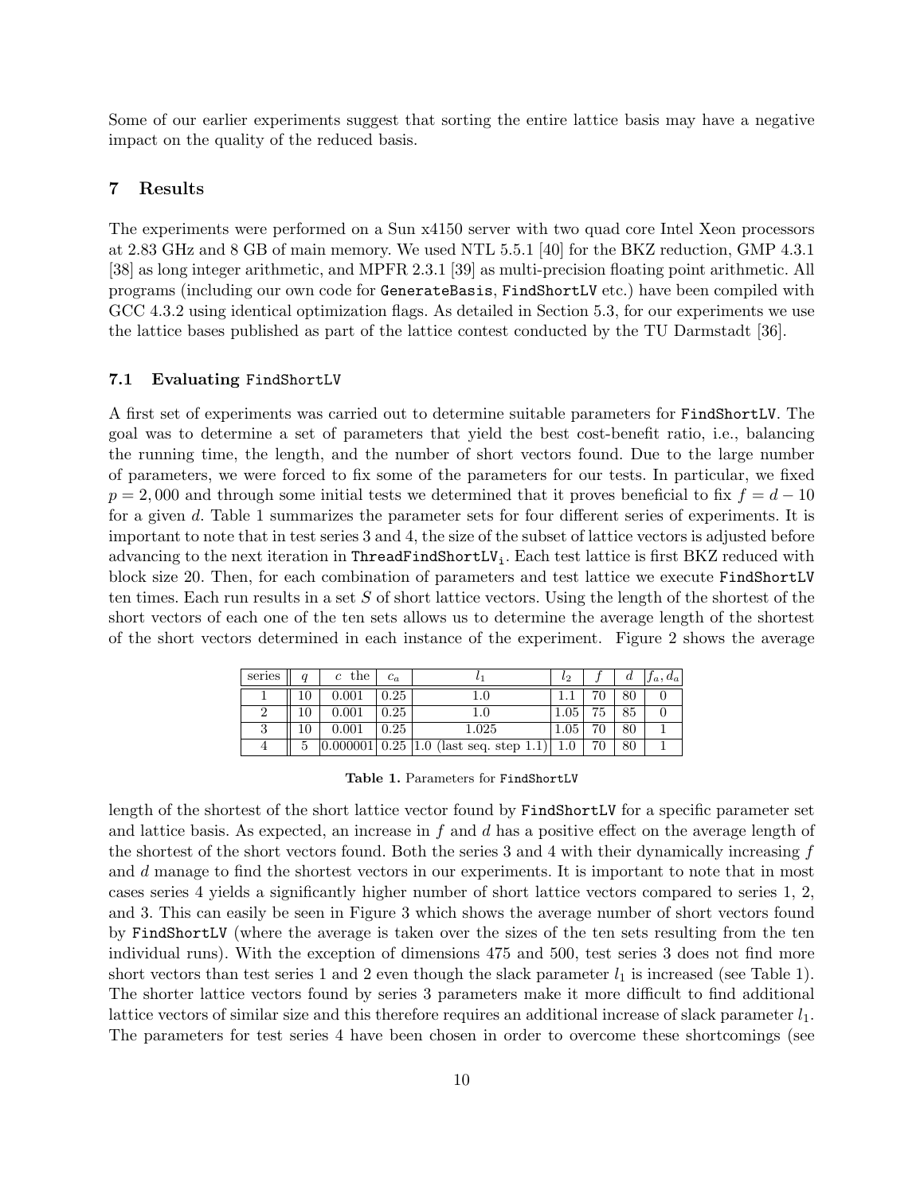Some of our earlier experiments suggest that sorting the entire lattice basis may have a negative impact on the quality of the reduced basis.

## 7 Results

The experiments were performed on a Sun x4150 server with two quad core Intel Xeon processors at 2.83 GHz and 8 GB of main memory. We used NTL 5.5.1 [40] for the BKZ reduction, GMP 4.3.1 [38] as long integer arithmetic, and MPFR 2.3.1 [39] as multi-precision floating point arithmetic. All programs (including our own code for `GenerateBasis`, `FindShortLV` etc.) have been compiled with GCC 4.3.2 using identical optimization flags. As detailed in Section 5.3, for our experiments we use the lattice bases published as part of the lattice contest conducted by the TU Darmstadt [36].

### 7.1 Evaluating `FindShortLV`

A first set of experiments was carried out to determine suitable parameters for `FindShortLV`. The goal was to determine a set of parameters that yield the best cost-benefit ratio, i.e., balancing the running time, the length, and the number of short vectors found. Due to the large number of parameters, we were forced to fix some of the parameters for our tests. In particular, we fixed $p = 2,000$ and through some initial tests we determined that it proves beneficial to fix $f = d - 10$ for a given $d$. Table 1 summarizes the parameter sets for four different series of experiments. It is important to note that in test series 3 and 4, the size of the subset of lattice vectors is adjusted before advancing to the next iteration in $\texttt{ThreadFindShortLV}_\texttt{i}$. Each test lattice is first BKZ reduced with block size 20. Then, for each combination of parameters and test lattice we execute `FindShortLV` ten times. Each run results in a set $S$ of short lattice vectors. Using the length of the shortest of the short vectors of each one of the ten sets allows us to determine the average length of the shortest of the short vectors determined in each instance of the experiment. Figure 2 shows the average

| series | $q$ | $c$ the | $c_a$ | $l_1$ | $l_2$ | $f$ | $d$ | $f_a, d_a$ |
|---|---|---|---|---|---|---|---|---|
| 1 | 10 | 0.001 | 0.25 | 1.0 | 1.1 | 70 | 80 | 0 |
| 2 | 10 | 0.001 | 0.25 | 1.0 | 1.05 | 75 | 85 | 0 |
| 3 | 10 | 0.001 | 0.25 | 1.025 | 1.05 | 70 | 80 | 1 |
| 4 | 5 | 0.000001 | 0.25 | 1.0 (last seq. step 1.1) | 1.0 | 70 | 80 | 1 |

**Table 1.** Parameters for `FindShortLV`

length of the shortest of the short lattice vector found by `FindShortLV` for a specific parameter set and lattice basis. As expected, an increase in $f$ and $d$ has a positive effect on the average length of the shortest of the short vectors found. Both the series 3 and 4 with their dynamically increasing $f$ and $d$ manage to find the shortest vectors in our experiments. It is important to note that in most cases series 4 yields a significantly higher number of short lattice vectors compared to series 1, 2, and 3. This can easily be seen in Figure 3 which shows the average number of short vectors found by `FindShortLV` (where the average is taken over the sizes of the ten sets resulting from the ten individual runs). With the exception of dimensions 475 and 500, test series 3 does not find more short vectors than test series 1 and 2 even though the slack parameter $l_1$ is increased (see Table 1). The shorter lattice vectors found by series 3 parameters make it more difficult to find additional lattice vectors of similar size and this therefore requires an additional increase of slack parameter $l_1$. The parameters for test series 4 have been chosen in order to overcome these shortcomings (see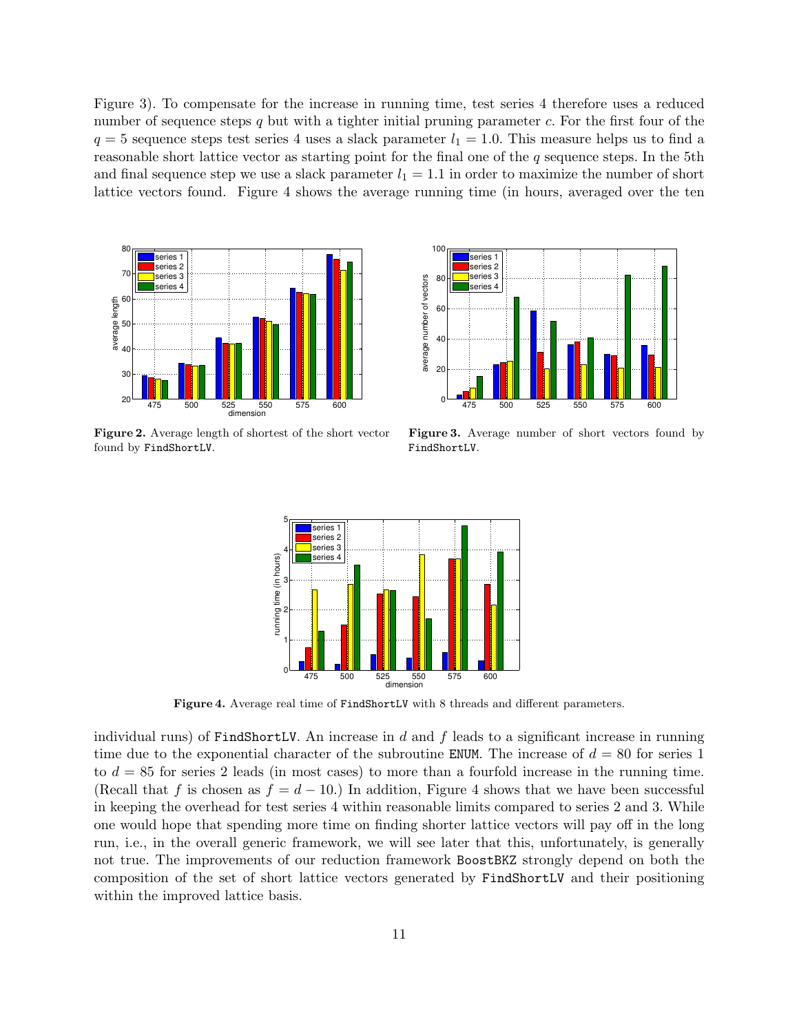Figure 3). To compensate for the increase in running time, test series 4 therefore uses a reduced number of sequence steps $q$ but with a tighter initial pruning parameter $c$. For the first four of the $q = 5$ sequence steps test series 4 uses a slack parameter $l_1 = 1.0$. This measure helps us to find a reasonable short lattice vector as starting point for the final one of the $q$ sequence steps. In the 5th and final sequence step we use a slack parameter $l_1 = 1.1$ in order to maximize the number of short lattice vectors found. Figure 4 shows the average running time (in hours, averaged over the ten

**Figure 2.** Average length of shortest of the short vector found by `FindShortLV`.

**Figure 3.** Average number of short vectors found by `FindShortLV`.

**Figure 4.** Average real time of `FindShortLV` with 8 threads and different parameters.

individual runs) of `FindShortLV`. An increase in $d$ and $f$ leads to a significant increase in running time due to the exponential character of the subroutine `ENUM`. The increase of $d = 80$ for series 1 to $d = 85$ for series 2 leads (in most cases) to more than a fourfold increase in the running time. (Recall that $f$ is chosen as $f = d - 10$.) In addition, Figure 4 shows that we have been successful in keeping the overhead for test series 4 within reasonable limits compared to series 2 and 3. While one would hope that spending more time on finding shorter lattice vectors will pay off in the long run, i.e., in the overall generic framework, we will see later that this, unfortunately, is generally not true. The improvements of our reduction framework `BoostBKZ` strongly depend on both the composition of the set of short lattice vectors generated by `FindShortLV` and their positioning within the improved lattice basis.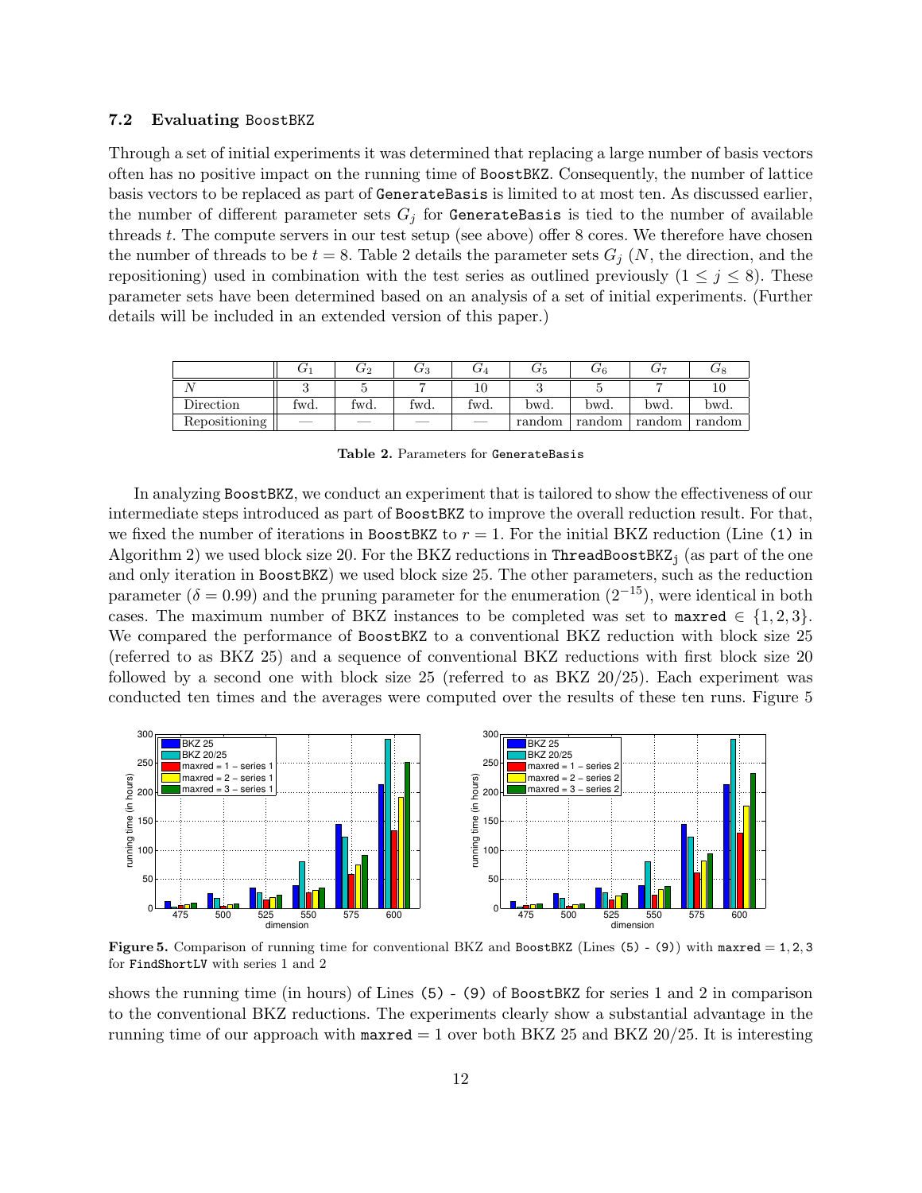### 7.2 Evaluating BoostBKZ

Through a set of initial experiments it was determined that replacing a large number of basis vectors often has no positive impact on the running time of BoostBKZ. Consequently, the number of lattice basis vectors to be replaced as part of GenerateBasis is limited to at most ten. As discussed earlier, the number of different parameter sets $G_j$ for GenerateBasis is tied to the number of available threads $t$. The compute servers in our test setup (see above) offer 8 cores. We therefore have chosen the number of threads to be $t = 8$. Table 2 details the parameter sets $G_j$ ($N$, the direction, and the repositioning) used in combination with the test series as outlined previously ($1 \leq j \leq 8$). These parameter sets have been determined based on an analysis of a set of initial experiments. (Further details will be included in an extended version of this paper.)

| | $G_1$ | $G_2$ | $G_3$ | $G_4$ | $G_5$ | $G_6$ | $G_7$ | $G_8$ |
|---|---|---|---|---|---|---|---|---|
| $N$ | 3 | 5 | 7 | 10 | 3 | 5 | 7 | 10 |
| Direction | fwd. | fwd. | fwd. | fwd. | bwd. | bwd. | bwd. | bwd. |
| Repositioning | — | — | — | — | random | random | random | random |

**Table 2.** Parameters for GenerateBasis

In analyzing BoostBKZ, we conduct an experiment that is tailored to show the effectiveness of our intermediate steps introduced as part of BoostBKZ to improve the overall reduction result. For that, we fixed the number of iterations in BoostBKZ to $r = 1$. For the initial BKZ reduction (Line (1) in Algorithm 2) we used block size 20. For the BKZ reductions in $\texttt{ThreadBoostBKZ}_\texttt{j}$ (as part of the one and only iteration in BoostBKZ) we used block size 25. The other parameters, such as the reduction parameter ($\delta = 0.99$) and the pruning parameter for the enumeration ($2^{-15}$), were identical in both cases. The maximum number of BKZ instances to be completed was set to maxred $\in \{1, 2, 3\}$. We compared the performance of BoostBKZ to a conventional BKZ reduction with block size 25 (referred to as BKZ 25) and a sequence of conventional BKZ reductions with first block size 20 followed by a second one with block size 25 (referred to as BKZ 20/25). Each experiment was conducted ten times and the averages were computed over the results of these ten runs. Figure 5 shows the running time (in hours) of Lines (5) - (9) of BoostBKZ for series 1 and 2 in comparison to the conventional BKZ reductions. The experiments clearly show a substantial advantage in the running time of our approach with maxred = 1 over both BKZ 25 and BKZ 20/25. It is interesting

**Figure 5.** Comparison of running time for conventional BKZ and BoostBKZ (Lines (5) - (9)) with maxred = 1, 2, 3 for FindShortLV with series 1 and 2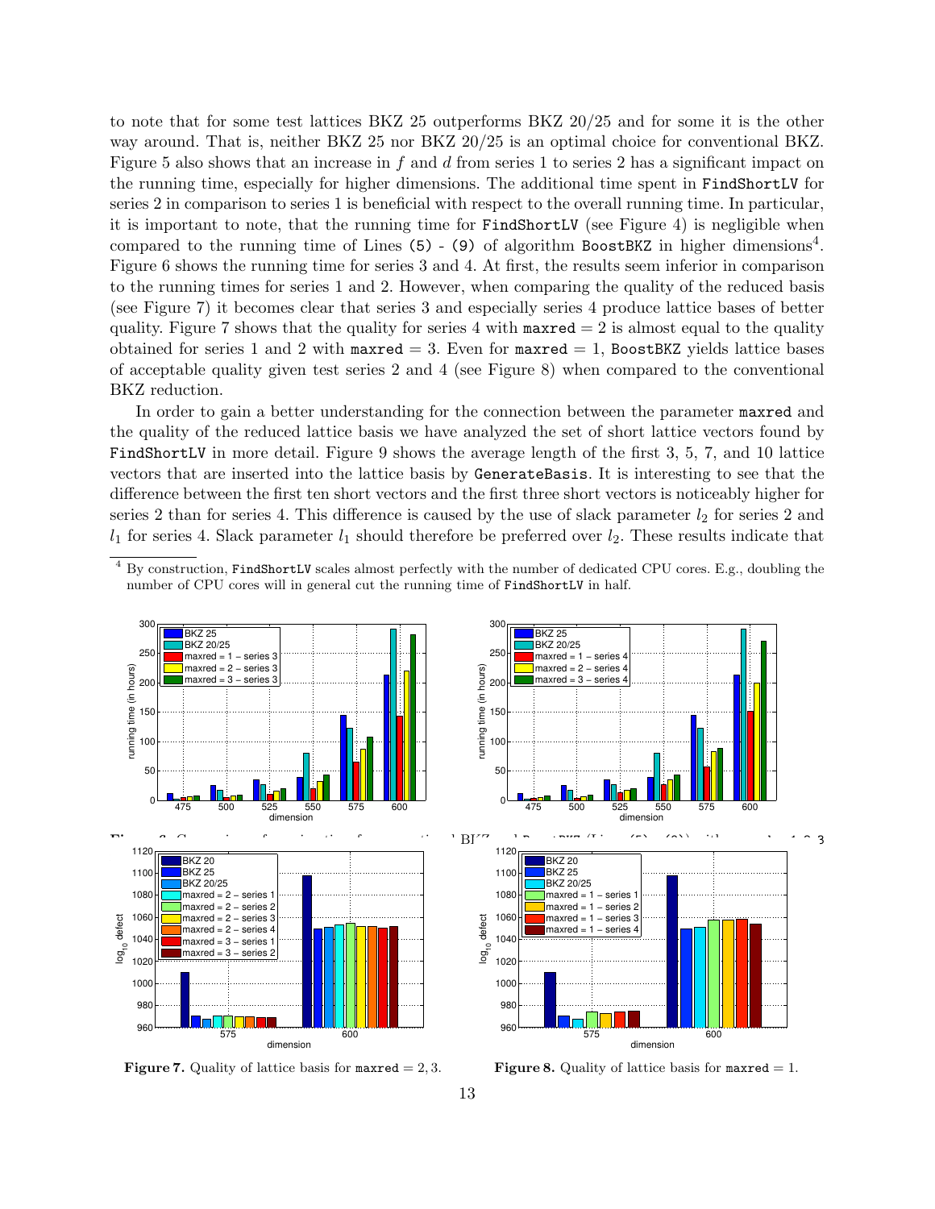to note that for some test lattices BKZ 25 outperforms BKZ 20/25 and for some it is the other way around. That is, neither BKZ 25 nor BKZ 20/25 is an optimal choice for conventional BKZ. Figure 5 also shows that an increase in $f$ and $d$ from series 1 to series 2 has a significant impact on the running time, especially for higher dimensions. The additional time spent in `FindShortLV` for series 2 in comparison to series 1 is beneficial with respect to the overall running time. In particular, it is important to note, that the running time for `FindShortLV` (see Figure 4) is negligible when compared to the running time of Lines `(5) - (9)` of algorithm `BoostBKZ` in higher dimensions[4]. Figure 6 shows the running time for series 3 and 4. At first, the results seem inferior in comparison to the running times for series 1 and 2. However, when comparing the quality of the reduced basis (see Figure 7) it becomes clear that series 3 and especially series 4 produce lattice bases of better quality. Figure 7 shows that the quality for series 4 with `maxred` = 2 is almost equal to the quality obtained for series 1 and 2 with `maxred` = 3. Even for `maxred` = 1, `BoostBKZ` yields lattice bases of acceptable quality given test series 2 and 4 (see Figure 8) when compared to the conventional BKZ reduction.

In order to gain a better understanding for the connection between the parameter `maxred` and the quality of the reduced lattice basis we have analyzed the set of short lattice vectors found by `FindShortLV` in more detail. Figure 9 shows the average length of the first 3, 5, 7, and 10 lattice vectors that are inserted into the lattice basis by `GenerateBasis`. It is interesting to see that the difference between the first ten short vectors and the first three short vectors is noticeably higher for series 2 than for series 4. This difference is caused by the use of slack parameter $l_2$ for series 2 and $l_1$ for series 4. Slack parameter $l_1$ should therefore be preferred over $l_2$. These results indicate that

[4] By construction, `FindShortLV` scales almost perfectly with the number of dedicated CPU cores. E.g., doubling the number of CPU cores will in general cut the running time of `FindShortLV` in half.

**Figure 6.** Comparison of running time for conventional BKZ and BoostBKZ (Lines (5) - (9)) with maxred = 1, 2, 3.

**Figure 7.** Quality of lattice basis for `maxred` = 2, 3.

**Figure 8.** Quality of lattice basis for `maxred` = 1.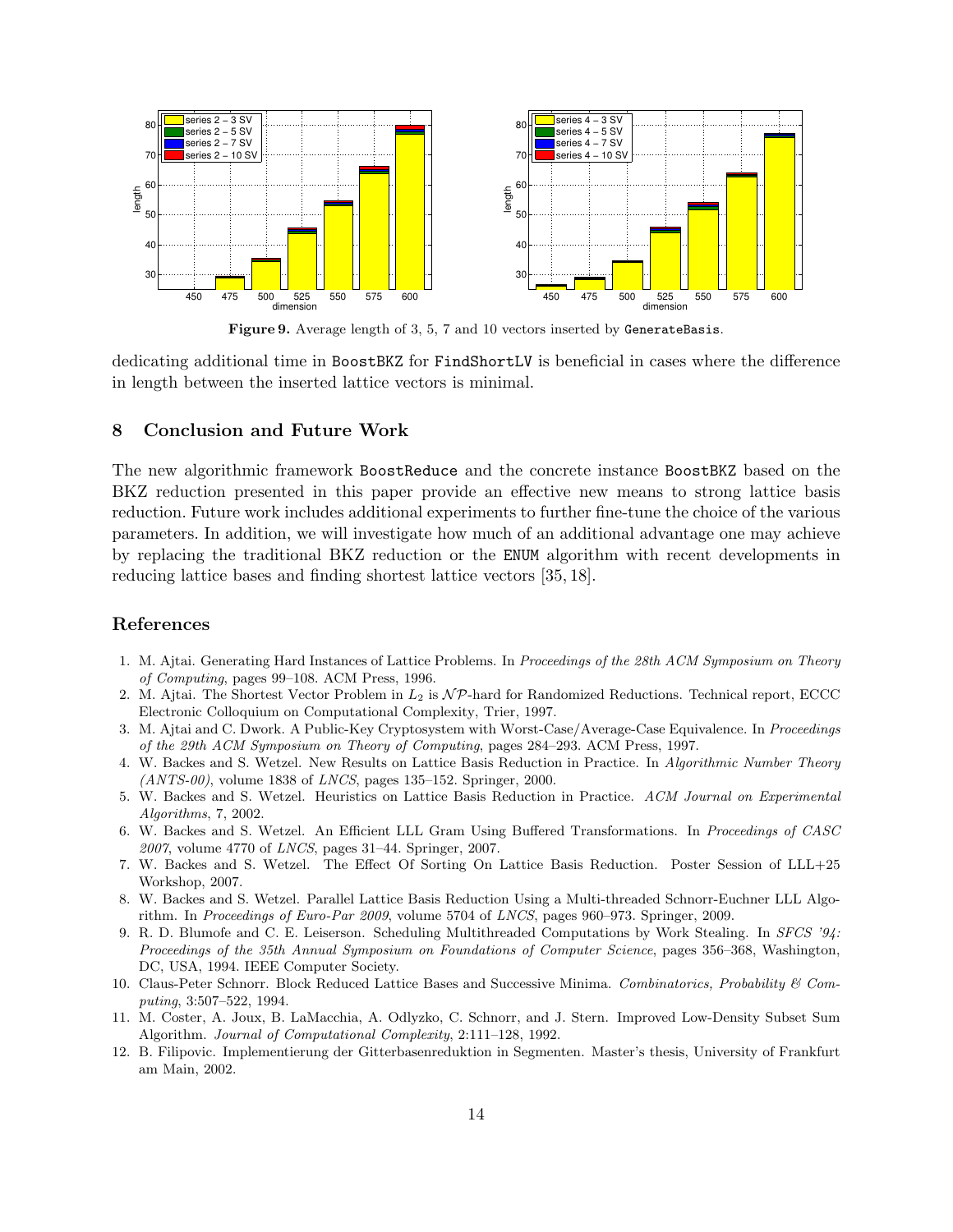**Figure 9.** Average length of 3, 5, 7 and 10 vectors inserted by GenerateBasis.

dedicating additional time in BoostBKZ for FindShortLV is beneficial in cases where the difference in length between the inserted lattice vectors is minimal.

## 8 Conclusion and Future Work

The new algorithmic framework BoostReduce and the concrete instance BoostBKZ based on the BKZ reduction presented in this paper provide an effective new means to strong lattice basis reduction. Future work includes additional experiments to further fine-tune the choice of the various parameters. In addition, we will investigate how much of an additional advantage one may achieve by replacing the traditional BKZ reduction or the ENUM algorithm with recent developments in reducing lattice bases and finding shortest lattice vectors [35, 18].

## References

1. M. Ajtai. Generating Hard Instances of Lattice Problems. In *Proceedings of the 28th ACM Symposium on Theory of Computing*, pages 99–108. ACM Press, 1996.
2. M. Ajtai. The Shortest Vector Problem in $L_2$ is $\mathcal{NP}$-hard for Randomized Reductions. Technical report, ECCC Electronic Colloquium on Computational Complexity, Trier, 1997.
3. M. Ajtai and C. Dwork. A Public-Key Cryptosystem with Worst-Case/Average-Case Equivalence. In *Proceedings of the 29th ACM Symposium on Theory of Computing*, pages 284–293. ACM Press, 1997.
4. W. Backes and S. Wetzel. New Results on Lattice Basis Reduction in Practice. In *Algorithmic Number Theory (ANTS-00)*, volume 1838 of *LNCS*, pages 135–152. Springer, 2000.
5. W. Backes and S. Wetzel. Heuristics on Lattice Basis Reduction in Practice. *ACM Journal on Experimental Algorithms*, 7, 2002.
6. W. Backes and S. Wetzel. An Efficient LLL Gram Using Buffered Transformations. In *Proceedings of CASC 2007*, volume 4770 of *LNCS*, pages 31–44. Springer, 2007.
7. W. Backes and S. Wetzel. The Effect Of Sorting On Lattice Basis Reduction. Poster Session of LLL+25 Workshop, 2007.
8. W. Backes and S. Wetzel. Parallel Lattice Basis Reduction Using a Multi-threaded Schnorr-Euchner LLL Algorithm. In *Proceedings of Euro-Par 2009*, volume 5704 of *LNCS*, pages 960–973. Springer, 2009.
9. R. D. Blumofe and C. E. Leiserson. Scheduling Multithreaded Computations by Work Stealing. In *SFCS '94: Proceedings of the 35th Annual Symposium on Foundations of Computer Science*, pages 356–368, Washington, DC, USA, 1994. IEEE Computer Society.
10. Claus-Peter Schnorr. Block Reduced Lattice Bases and Successive Minima. *Combinatorics, Probability & Computing*, 3:507–522, 1994.
11. M. Coster, A. Joux, B. LaMacchia, A. Odlyzko, C. Schnorr, and J. Stern. Improved Low-Density Subset Sum Algorithm. *Journal of Computational Complexity*, 2:111–128, 1992.
12. B. Filipovic. Implementierung der Gitterbasenreduktion in Segmenten. Master's thesis, University of Frankfurt am Main, 2002.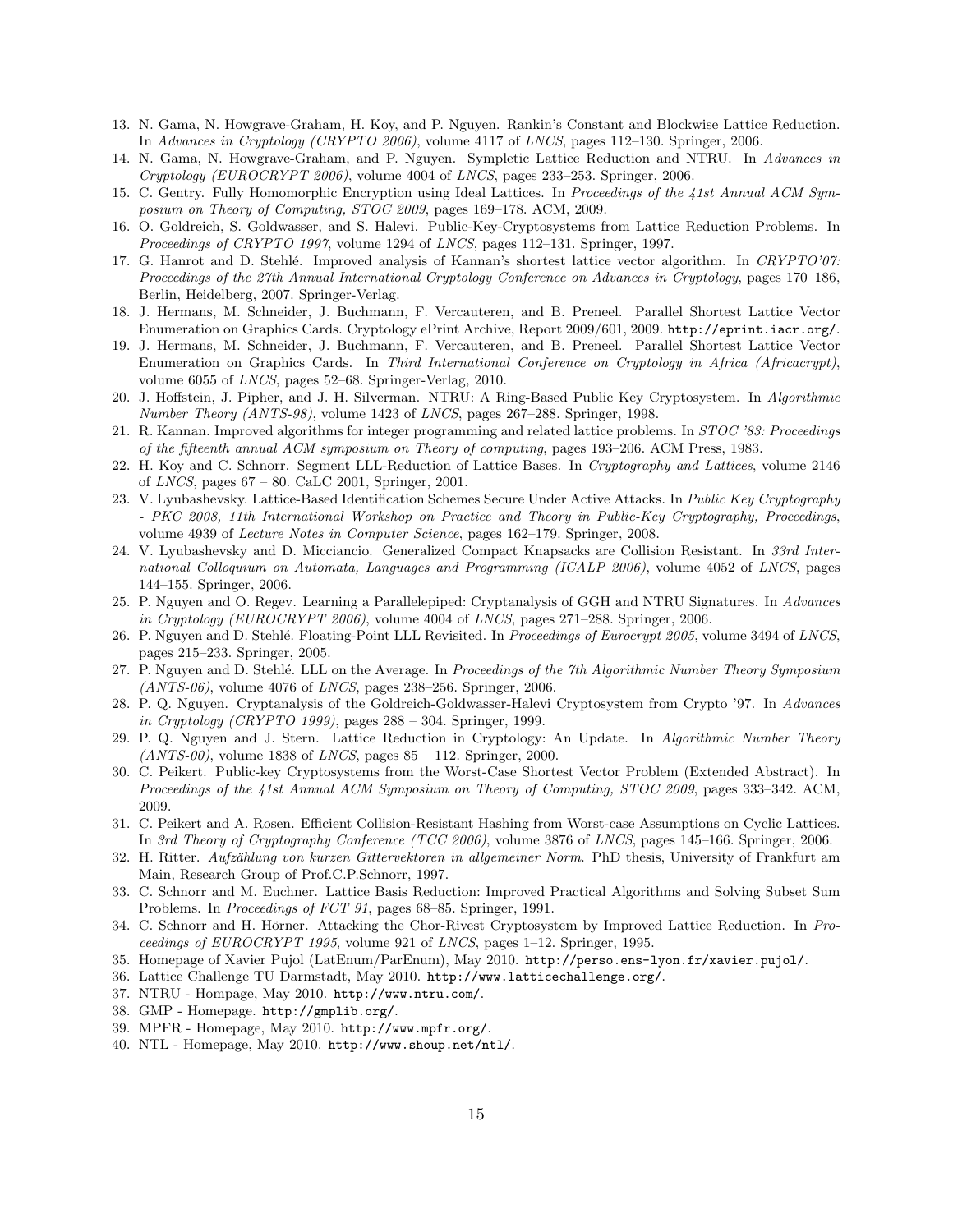13. N. Gama, N. Howgrave-Graham, H. Koy, and P. Nguyen. Rankin's Constant and Blockwise Lattice Reduction. In *Advances in Cryptology (CRYPTO 2006)*, volume 4117 of *LNCS*, pages 112–130. Springer, 2006.
14. N. Gama, N. Howgrave-Graham, and P. Nguyen. Sympletic Lattice Reduction and NTRU. In *Advances in Cryptology (EUROCRYPT 2006)*, volume 4004 of *LNCS*, pages 233–253. Springer, 2006.
15. C. Gentry. Fully Homomorphic Encryption using Ideal Lattices. In *Proceedings of the 41st Annual ACM Symposium on Theory of Computing, STOC 2009*, pages 169–178. ACM, 2009.
16. O. Goldreich, S. Goldwasser, and S. Halevi. Public-Key-Cryptosystems from Lattice Reduction Problems. In *Proceedings of CRYPTO 1997*, volume 1294 of *LNCS*, pages 112–131. Springer, 1997.
17. G. Hanrot and D. Stehlé. Improved analysis of Kannan's shortest lattice vector algorithm. In *CRYPTO'07: Proceedings of the 27th Annual International Cryptology Conference on Advances in Cryptology*, pages 170–186, Berlin, Heidelberg, 2007. Springer-Verlag.
18. J. Hermans, M. Schneider, J. Buchmann, F. Vercauteren, and B. Preneel. Parallel Shortest Lattice Vector Enumeration on Graphics Cards. Cryptology ePrint Archive, Report 2009/601, 2009. `http://eprint.iacr.org/`.
19. J. Hermans, M. Schneider, J. Buchmann, F. Vercauteren, and B. Preneel. Parallel Shortest Lattice Vector Enumeration on Graphics Cards. In *Third International Conference on Cryptology in Africa (Africacrypt)*, volume 6055 of *LNCS*, pages 52–68. Springer-Verlag, 2010.
20. J. Hoffstein, J. Pipher, and J. H. Silverman. NTRU: A Ring-Based Public Key Cryptosystem. In *Algorithmic Number Theory (ANTS-98)*, volume 1423 of *LNCS*, pages 267–288. Springer, 1998.
21. R. Kannan. Improved algorithms for integer programming and related lattice problems. In *STOC '83: Proceedings of the fifteenth annual ACM symposium on Theory of computing*, pages 193–206. ACM Press, 1983.
22. H. Koy and C. Schnorr. Segment LLL-Reduction of Lattice Bases. In *Cryptography and Lattices*, volume 2146 of *LNCS*, pages 67 – 80. CaLC 2001, Springer, 2001.
23. V. Lyubashevsky. Lattice-Based Identification Schemes Secure Under Active Attacks. In *Public Key Cryptography - PKC 2008, 11th International Workshop on Practice and Theory in Public-Key Cryptography, Proceedings*, volume 4939 of *Lecture Notes in Computer Science*, pages 162–179. Springer, 2008.
24. V. Lyubashevsky and D. Micciancio. Generalized Compact Knapsacks are Collision Resistant. In *33rd International Colloquium on Automata, Languages and Programming (ICALP 2006)*, volume 4052 of *LNCS*, pages 144–155. Springer, 2006.
25. P. Nguyen and O. Regev. Learning a Parallelepiped: Cryptanalysis of GGH and NTRU Signatures. In *Advances in Cryptology (EUROCRYPT 2006)*, volume 4004 of *LNCS*, pages 271–288. Springer, 2006.
26. P. Nguyen and D. Stehlé. Floating-Point LLL Revisited. In *Proceedings of Eurocrypt 2005*, volume 3494 of *LNCS*, pages 215–233. Springer, 2005.
27. P. Nguyen and D. Stehlé. LLL on the Average. In *Proceedings of the 7th Algorithmic Number Theory Symposium (ANTS-06)*, volume 4076 of *LNCS*, pages 238–256. Springer, 2006.
28. P. Q. Nguyen. Cryptanalysis of the Goldreich-Goldwasser-Halevi Cryptosystem from Crypto '97. In *Advances in Cryptology (CRYPTO 1999)*, pages 288 – 304. Springer, 1999.
29. P. Q. Nguyen and J. Stern. Lattice Reduction in Cryptology: An Update. In *Algorithmic Number Theory (ANTS-00)*, volume 1838 of *LNCS*, pages 85 – 112. Springer, 2000.
30. C. Peikert. Public-key Cryptosystems from the Worst-Case Shortest Vector Problem (Extended Abstract). In *Proceedings of the 41st Annual ACM Symposium on Theory of Computing, STOC 2009*, pages 333–342. ACM, 2009.
31. C. Peikert and A. Rosen. Efficient Collision-Resistant Hashing from Worst-case Assumptions on Cyclic Lattices. In *3rd Theory of Cryptography Conference (TCC 2006)*, volume 3876 of *LNCS*, pages 145–166. Springer, 2006.
32. H. Ritter. *Aufzählung von kurzen Gittervektoren in allgemeiner Norm*. PhD thesis, University of Frankfurt am Main, Research Group of Prof.C.P.Schnorr, 1997.
33. C. Schnorr and M. Euchner. Lattice Basis Reduction: Improved Practical Algorithms and Solving Subset Sum Problems. In *Proceedings of FCT 91*, pages 68–85. Springer, 1991.
34. C. Schnorr and H. Hörner. Attacking the Chor-Rivest Cryptosystem by Improved Lattice Reduction. In *Proceedings of EUROCRYPT 1995*, volume 921 of *LNCS*, pages 1–12. Springer, 1995.
35. Homepage of Xavier Pujol (LatEnum/ParEnum), May 2010. `http://perso.ens-lyon.fr/xavier.pujol/`.
36. Lattice Challenge TU Darmstadt, May 2010. `http://www.latticechallenge.org/`.
37. NTRU - Hompage, May 2010. `http://www.ntru.com/`.
38. GMP - Homepage. `http://gmplib.org/`.
39. MPFR - Homepage, May 2010. `http://www.mpfr.org/`.
40. NTL - Homepage, May 2010. `http://www.shoup.net/ntl/`.